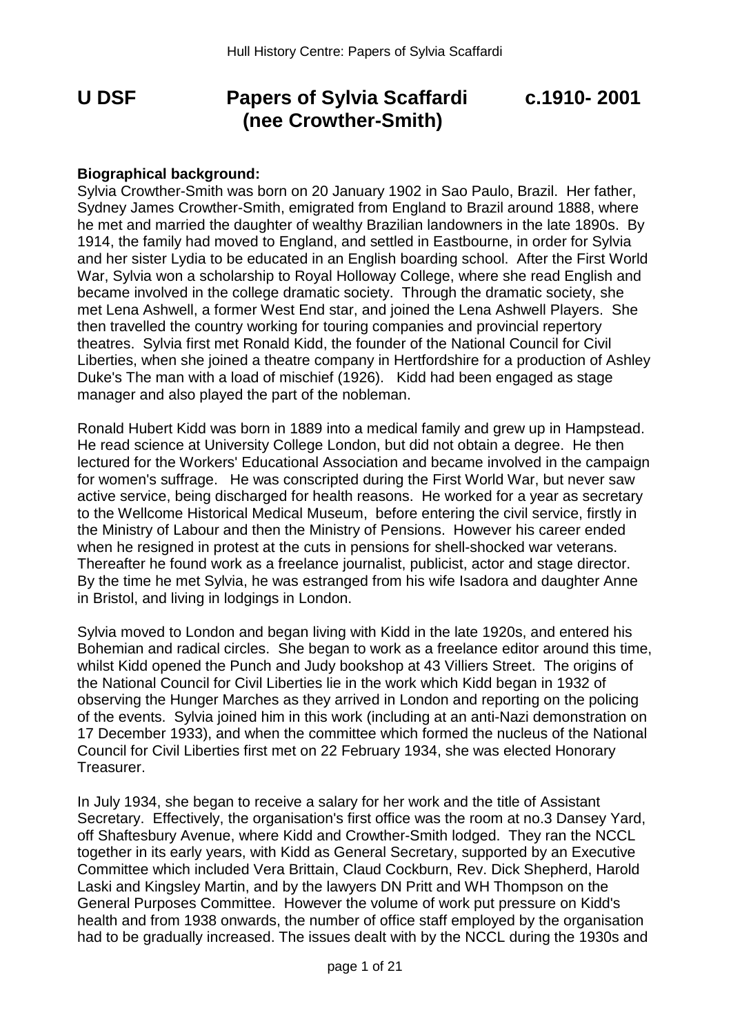# U DSF Papers of Sylvia Scaffardi (nee Crowther-Smith) c.1910- 2001

**Biographical background:**
Sylvia Crowther-Smith was born on 20 January 1902 in Sao Paulo, Brazil. Her father, Sydney James Crowther-Smith, emigrated from England to Brazil around 1888, where he met and married the daughter of wealthy Brazilian landowners in the late 1890s. By 1914, the family had moved to England, and settled in Eastbourne, in order for Sylvia and her sister Lydia to be educated in an English boarding school. After the First World War, Sylvia won a scholarship to Royal Holloway College, where she read English and became involved in the college dramatic society. Through the dramatic society, she met Lena Ashwell, a former West End star, and joined the Lena Ashwell Players. She then travelled the country working for touring companies and provincial repertory theatres. Sylvia first met Ronald Kidd, the founder of the National Council for Civil Liberties, when she joined a theatre company in Hertfordshire for a production of Ashley Duke's The man with a load of mischief (1926). Kidd had been engaged as stage manager and also played the part of the nobleman.

Ronald Hubert Kidd was born in 1889 into a medical family and grew up in Hampstead. He read science at University College London, but did not obtain a degree. He then lectured for the Workers' Educational Association and became involved in the campaign for women's suffrage. He was conscripted during the First World War, but never saw active service, being discharged for health reasons. He worked for a year as secretary to the Wellcome Historical Medical Museum, before entering the civil service, firstly in the Ministry of Labour and then the Ministry of Pensions. However his career ended when he resigned in protest at the cuts in pensions for shell-shocked war veterans. Thereafter he found work as a freelance journalist, publicist, actor and stage director. By the time he met Sylvia, he was estranged from his wife Isadora and daughter Anne in Bristol, and living in lodgings in London.

Sylvia moved to London and began living with Kidd in the late 1920s, and entered his Bohemian and radical circles. She began to work as a freelance editor around this time, whilst Kidd opened the Punch and Judy bookshop at 43 Villiers Street. The origins of the National Council for Civil Liberties lie in the work which Kidd began in 1932 of observing the Hunger Marches as they arrived in London and reporting on the policing of the events. Sylvia joined him in this work (including at an anti-Nazi demonstration on 17 December 1933), and when the committee which formed the nucleus of the National Council for Civil Liberties first met on 22 February 1934, she was elected Honorary Treasurer.

In July 1934, she began to receive a salary for her work and the title of Assistant Secretary. Effectively, the organisation's first office was the room at no.3 Dansey Yard, off Shaftesbury Avenue, where Kidd and Crowther-Smith lodged. They ran the NCCL together in its early years, with Kidd as General Secretary, supported by an Executive Committee which included Vera Brittain, Claud Cockburn, Rev. Dick Shepherd, Harold Laski and Kingsley Martin, and by the lawyers DN Pritt and WH Thompson on the General Purposes Committee. However the volume of work put pressure on Kidd's health and from 1938 onwards, the number of office staff employed by the organisation had to be gradually increased. The issues dealt with by the NCCL during the 1930s and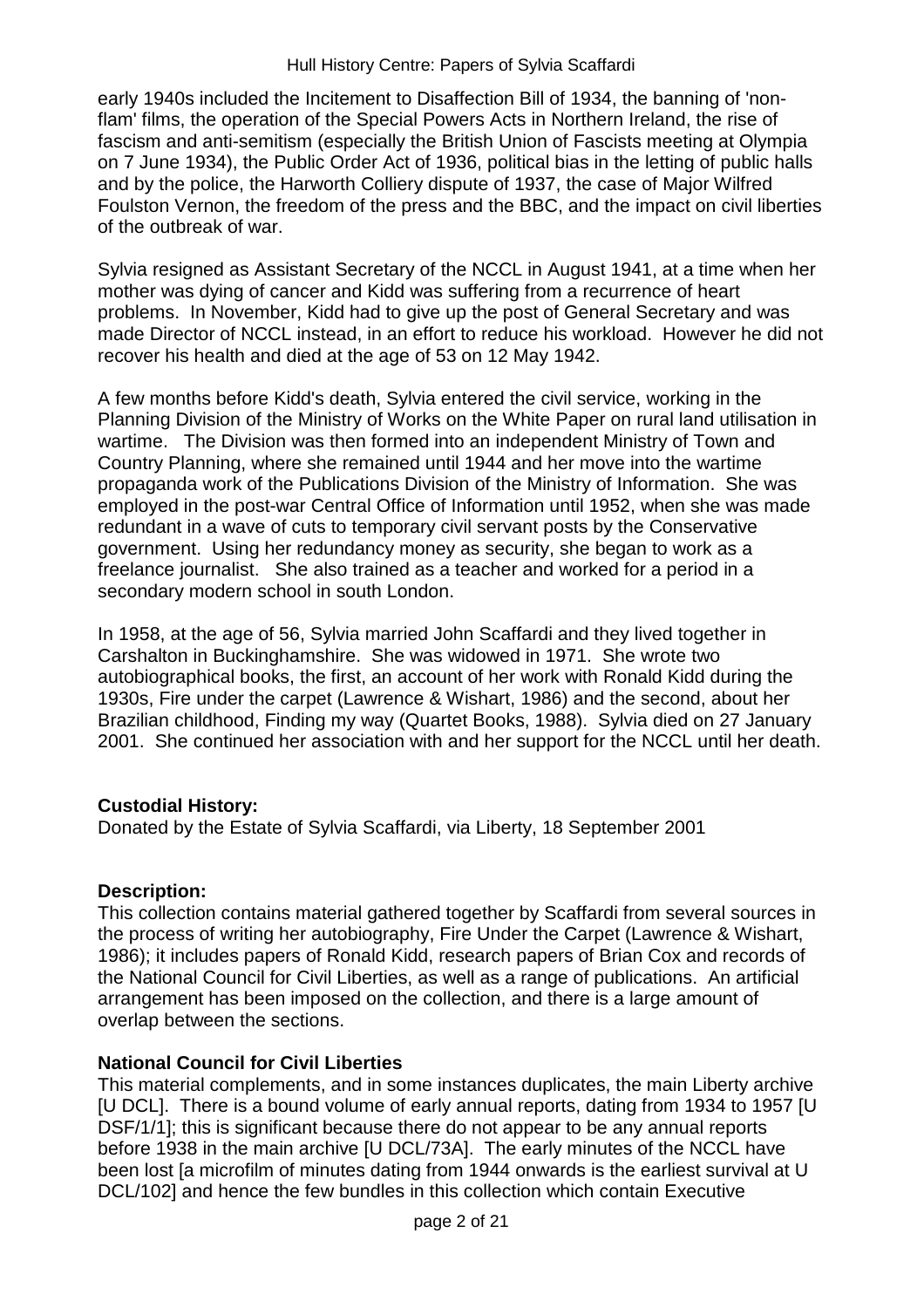early 1940s included the Incitement to Disaffection Bill of 1934, the banning of 'non-flam' films, the operation of the Special Powers Acts in Northern Ireland, the rise of fascism and anti-semitism (especially the British Union of Fascists meeting at Olympia on 7 June 1934), the Public Order Act of 1936, political bias in the letting of public halls and by the police, the Harworth Colliery dispute of 1937, the case of Major Wilfred Foulston Vernon, the freedom of the press and the BBC, and the impact on civil liberties of the outbreak of war.

Sylvia resigned as Assistant Secretary of the NCCL in August 1941, at a time when her mother was dying of cancer and Kidd was suffering from a recurrence of heart problems. In November, Kidd had to give up the post of General Secretary and was made Director of NCCL instead, in an effort to reduce his workload. However he did not recover his health and died at the age of 53 on 12 May 1942.

A few months before Kidd's death, Sylvia entered the civil service, working in the Planning Division of the Ministry of Works on the White Paper on rural land utilisation in wartime. The Division was then formed into an independent Ministry of Town and Country Planning, where she remained until 1944 and her move into the wartime propaganda work of the Publications Division of the Ministry of Information. She was employed in the post-war Central Office of Information until 1952, when she was made redundant in a wave of cuts to temporary civil servant posts by the Conservative government. Using her redundancy money as security, she began to work as a freelance journalist. She also trained as a teacher and worked for a period in a secondary modern school in south London.

In 1958, at the age of 56, Sylvia married John Scaffardi and they lived together in Carshalton in Buckinghamshire. She was widowed in 1971. She wrote two autobiographical books, the first, an account of her work with Ronald Kidd during the 1930s, Fire under the carpet (Lawrence & Wishart, 1986) and the second, about her Brazilian childhood, Finding my way (Quartet Books, 1988). Sylvia died on 27 January 2001. She continued her association with and her support for the NCCL until her death.

**Custodial History:**
Donated by the Estate of Sylvia Scaffardi, via Liberty, 18 September 2001

**Description:**
This collection contains material gathered together by Scaffardi from several sources in the process of writing her autobiography, Fire Under the Carpet (Lawrence & Wishart, 1986); it includes papers of Ronald Kidd, research papers of Brian Cox and records of the National Council for Civil Liberties, as well as a range of publications. An artificial arrangement has been imposed on the collection, and there is a large amount of overlap between the sections.

**National Council for Civil Liberties**
This material complements, and in some instances duplicates, the main Liberty archive [U DCL]. There is a bound volume of early annual reports, dating from 1934 to 1957 [U DSF/1/1]; this is significant because there do not appear to be any annual reports before 1938 in the main archive [U DCL/73A]. The early minutes of the NCCL have been lost [a microfilm of minutes dating from 1944 onwards is the earliest survival at U DCL/102] and hence the few bundles in this collection which contain Executive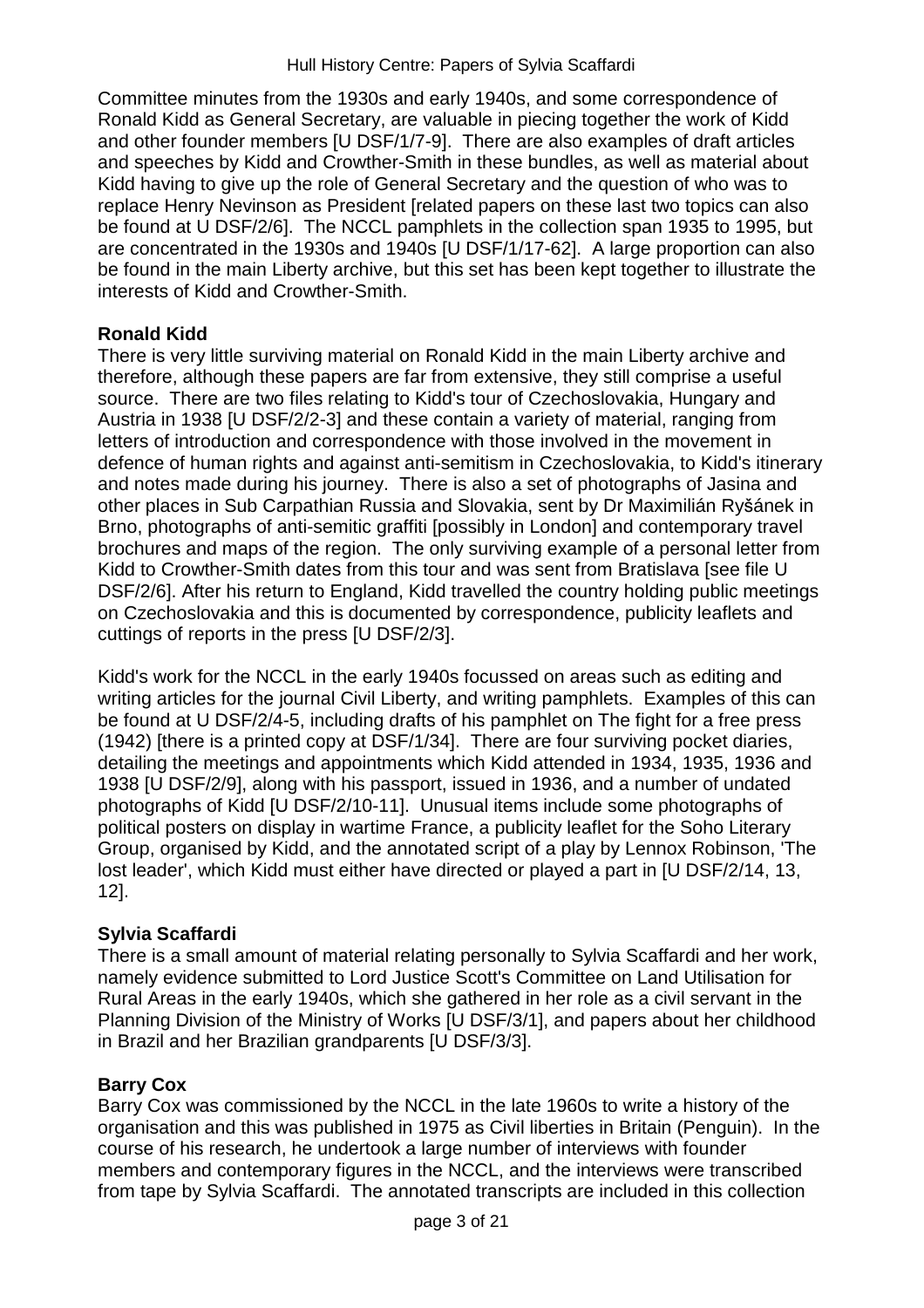Committee minutes from the 1930s and early 1940s, and some correspondence of Ronald Kidd as General Secretary, are valuable in piecing together the work of Kidd and other founder members [U DSF/1/7-9]. There are also examples of draft articles and speeches by Kidd and Crowther-Smith in these bundles, as well as material about Kidd having to give up the role of General Secretary and the question of who was to replace Henry Nevinson as President [related papers on these last two topics can also be found at U DSF/2/6]. The NCCL pamphlets in the collection span 1935 to 1995, but are concentrated in the 1930s and 1940s [U DSF/1/17-62]. A large proportion can also be found in the main Liberty archive, but this set has been kept together to illustrate the interests of Kidd and Crowther-Smith.

**Ronald Kidd**

There is very little surviving material on Ronald Kidd in the main Liberty archive and therefore, although these papers are far from extensive, they still comprise a useful source. There are two files relating to Kidd's tour of Czechoslovakia, Hungary and Austria in 1938 [U DSF/2/2-3] and these contain a variety of material, ranging from letters of introduction and correspondence with those involved in the movement in defence of human rights and against anti-semitism in Czechoslovakia, to Kidd's itinerary and notes made during his journey. There is also a set of photographs of Jasina and other places in Sub Carpathian Russia and Slovakia, sent by Dr Maximilián Ryšánek in Brno, photographs of anti-semitic graffiti [possibly in London] and contemporary travel brochures and maps of the region. The only surviving example of a personal letter from Kidd to Crowther-Smith dates from this tour and was sent from Bratislava [see file U DSF/2/6]. After his return to England, Kidd travelled the country holding public meetings on Czechoslovakia and this is documented by correspondence, publicity leaflets and cuttings of reports in the press [U DSF/2/3].

Kidd's work for the NCCL in the early 1940s focussed on areas such as editing and writing articles for the journal Civil Liberty, and writing pamphlets. Examples of this can be found at U DSF/2/4-5, including drafts of his pamphlet on The fight for a free press (1942) [there is a printed copy at DSF/1/34]. There are four surviving pocket diaries, detailing the meetings and appointments which Kidd attended in 1934, 1935, 1936 and 1938 [U DSF/2/9], along with his passport, issued in 1936, and a number of undated photographs of Kidd [U DSF/2/10-11]. Unusual items include some photographs of political posters on display in wartime France, a publicity leaflet for the Soho Literary Group, organised by Kidd, and the annotated script of a play by Lennox Robinson, 'The lost leader', which Kidd must either have directed or played a part in [U DSF/2/14, 13, 12].

**Sylvia Scaffardi**

There is a small amount of material relating personally to Sylvia Scaffardi and her work, namely evidence submitted to Lord Justice Scott's Committee on Land Utilisation for Rural Areas in the early 1940s, which she gathered in her role as a civil servant in the Planning Division of the Ministry of Works [U DSF/3/1], and papers about her childhood in Brazil and her Brazilian grandparents [U DSF/3/3].

**Barry Cox**

Barry Cox was commissioned by the NCCL in the late 1960s to write a history of the organisation and this was published in 1975 as Civil liberties in Britain (Penguin). In the course of his research, he undertook a large number of interviews with founder members and contemporary figures in the NCCL, and the interviews were transcribed from tape by Sylvia Scaffardi. The annotated transcripts are included in this collection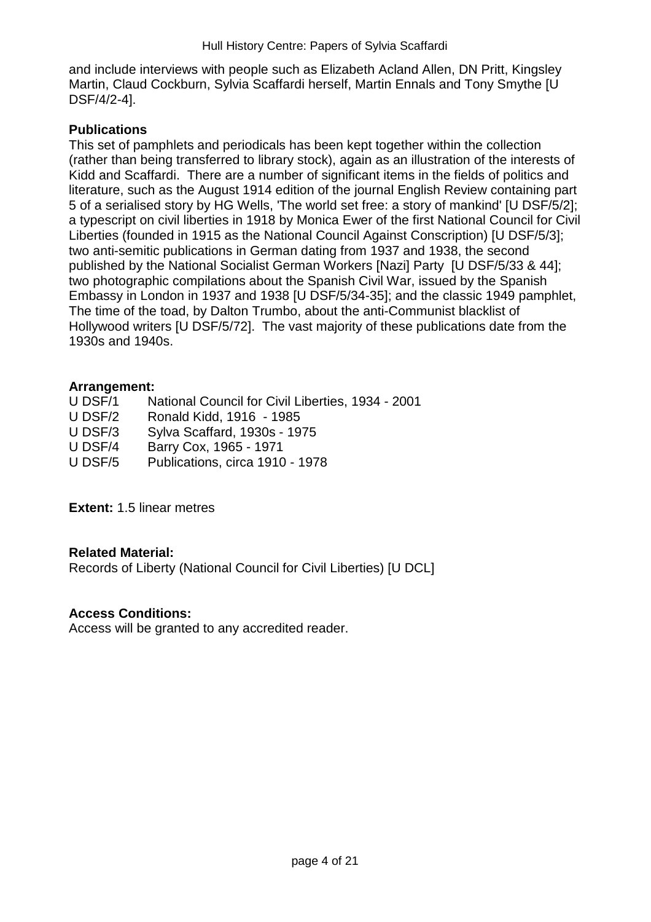and include interviews with people such as Elizabeth Acland Allen, DN Pritt, Kingsley Martin, Claud Cockburn, Sylvia Scaffardi herself, Martin Ennals and Tony Smythe [U DSF/4/2-4].

**Publications**

This set of pamphlets and periodicals has been kept together within the collection (rather than being transferred to library stock), again as an illustration of the interests of Kidd and Scaffardi. There are a number of significant items in the fields of politics and literature, such as the August 1914 edition of the journal English Review containing part 5 of a serialised story by HG Wells, 'The world set free: a story of mankind' [U DSF/5/2]; a typescript on civil liberties in 1918 by Monica Ewer of the first National Council for Civil Liberties (founded in 1915 as the National Council Against Conscription) [U DSF/5/3]; two anti-semitic publications in German dating from 1937 and 1938, the second published by the National Socialist German Workers [Nazi] Party [U DSF/5/33 & 44]; two photographic compilations about the Spanish Civil War, issued by the Spanish Embassy in London in 1937 and 1938 [U DSF/5/34-35]; and the classic 1949 pamphlet, The time of the toad, by Dalton Trumbo, about the anti-Communist blacklist of Hollywood writers [U DSF/5/72]. The vast majority of these publications date from the 1930s and 1940s.

**Arrangement:**

U DSF/1 National Council for Civil Liberties, 1934 - 2001
U DSF/2 Ronald Kidd, 1916 - 1985
U DSF/3 Sylva Scaffard, 1930s - 1975
U DSF/4 Barry Cox, 1965 - 1971
U DSF/5 Publications, circa 1910 - 1978

**Extent:** 1.5 linear metres

**Related Material:**

Records of Liberty (National Council for Civil Liberties) [U DCL]

**Access Conditions:**

Access will be granted to any accredited reader.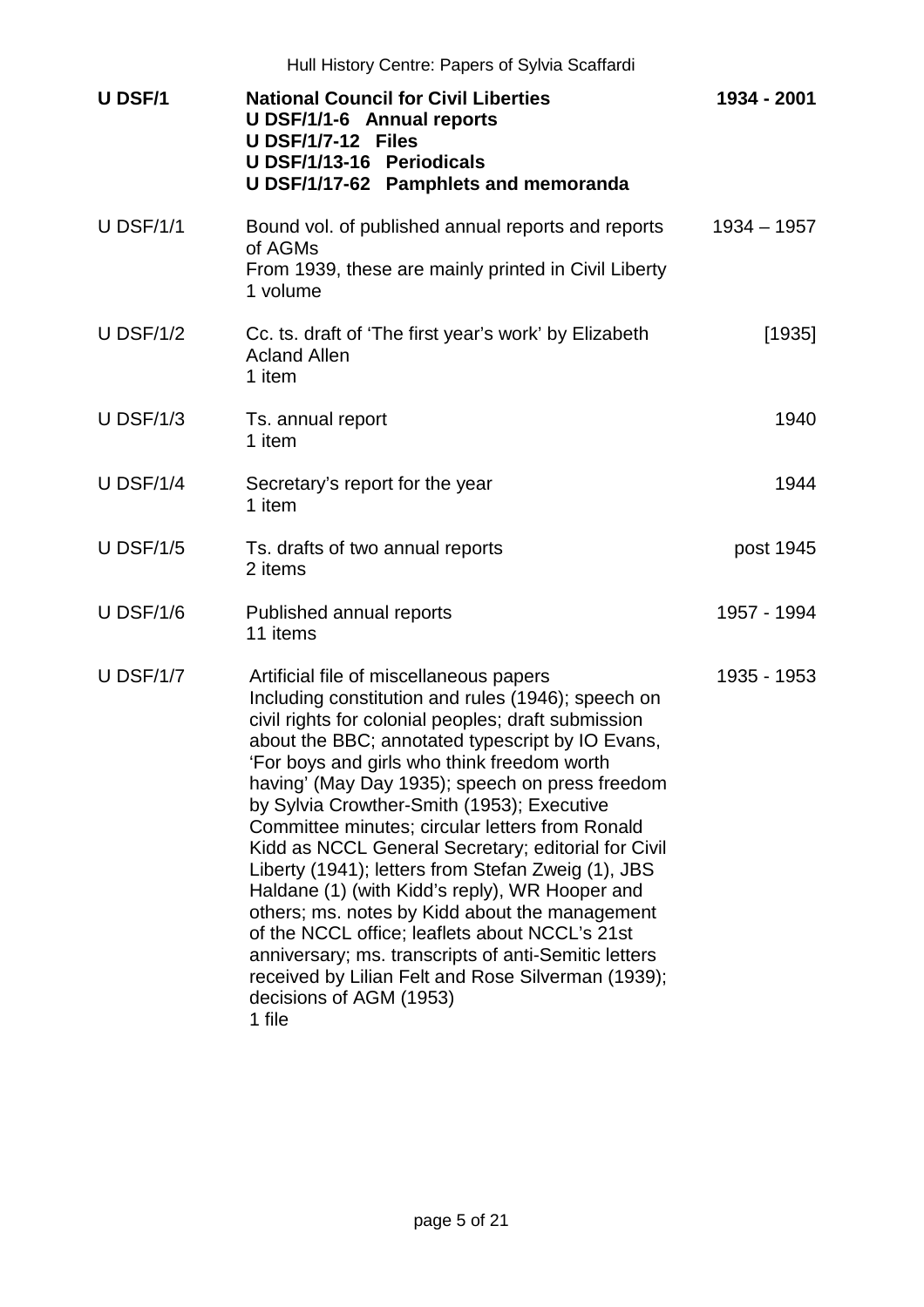| | | |
|---|---|---|
| **U DSF/1** | **National Council for Civil Liberties**<br>**U DSF/1/1-6 Annual reports**<br>**U DSF/1/7-12 Files**<br>**U DSF/1/13-16 Periodicals**<br>**U DSF/1/17-62 Pamphlets and memoranda** | **1934 - 2001** |
| U DSF/1/1 | Bound vol. of published annual reports and reports of AGMs<br>From 1939, these are mainly printed in Civil Liberty<br>1 volume | 1934 – 1957 |
| U DSF/1/2 | Cc. ts. draft of 'The first year's work' by Elizabeth Acland Allen<br>1 item | [1935] |
| U DSF/1/3 | Ts. annual report<br>1 item | 1940 |
| U DSF/1/4 | Secretary's report for the year<br>1 item | 1944 |
| U DSF/1/5 | Ts. drafts of two annual reports<br>2 items | post 1945 |
| U DSF/1/6 | Published annual reports<br>11 items | 1957 - 1994 |
| U DSF/1/7 | Artificial file of miscellaneous papers<br>Including constitution and rules (1946); speech on civil rights for colonial peoples; draft submission about the BBC; annotated typescript by IO Evans, 'For boys and girls who think freedom worth having' (May Day 1935); speech on press freedom by Sylvia Crowther-Smith (1953); Executive Committee minutes; circular letters from Ronald Kidd as NCCL General Secretary; editorial for Civil Liberty (1941); letters from Stefan Zweig (1), JBS Haldane (1) (with Kidd's reply), WR Hooper and others; ms. notes by Kidd about the management of the NCCL office; leaflets about NCCL's 21st anniversary; ms. transcripts of anti-Semitic letters received by Lilian Felt and Rose Silverman (1939); decisions of AGM (1953)<br>1 file | 1935 - 1953 |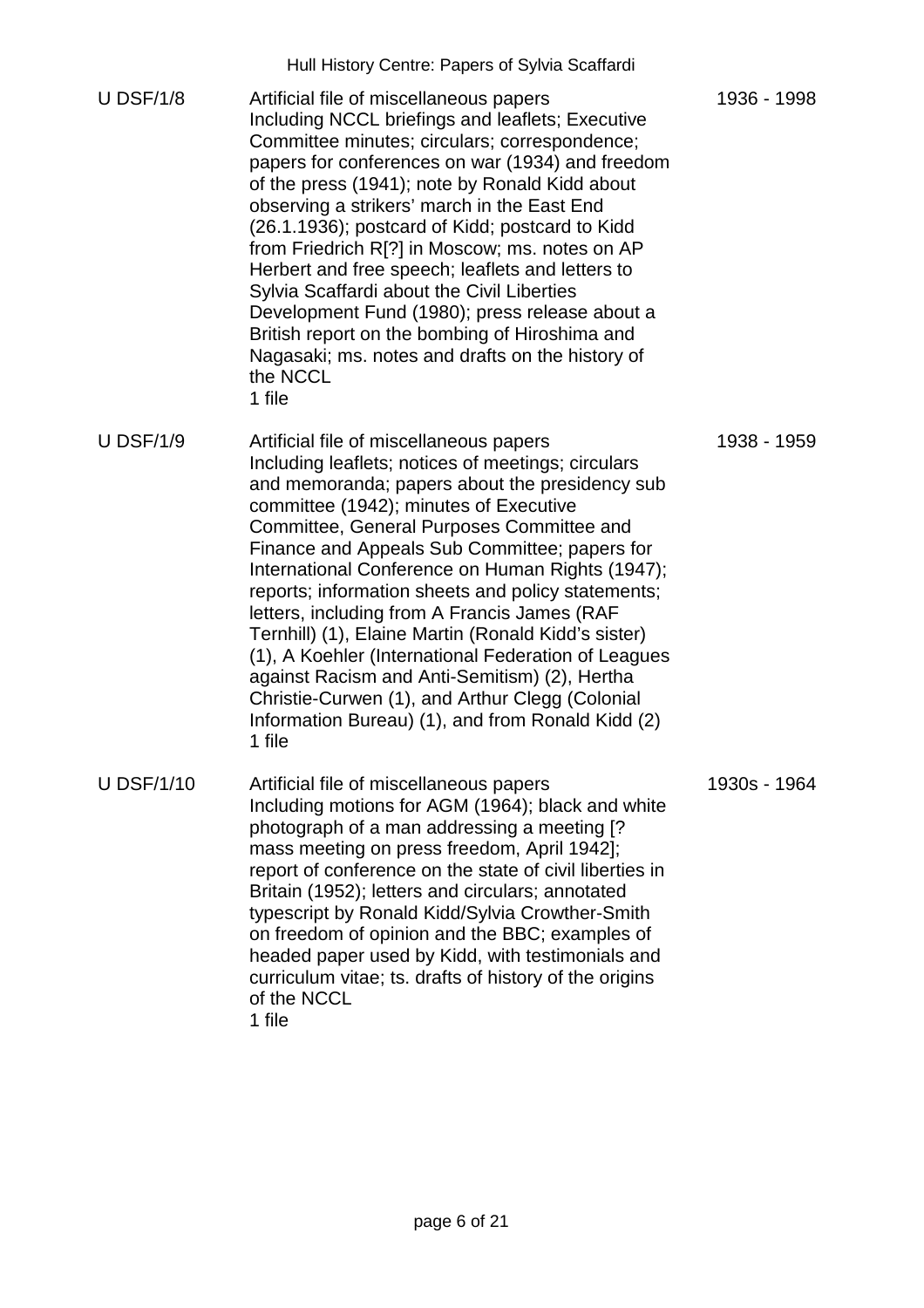| | | |
|---|---|---|
| U DSF/1/8 | Artificial file of miscellaneous papers<br>Including NCCL briefings and leaflets; Executive Committee minutes; circulars; correspondence; papers for conferences on war (1934) and freedom of the press (1941); note by Ronald Kidd about observing a strikers' march in the East End (26.1.1936); postcard of Kidd; postcard to Kidd from Friedrich R[?] in Moscow; ms. notes on AP Herbert and free speech; leaflets and letters to Sylvia Scaffardi about the Civil Liberties Development Fund (1980); press release about a British report on the bombing of Hiroshima and Nagasaki; ms. notes and drafts on the history of the NCCL<br>1 file | 1936 - 1998 |
| U DSF/1/9 | Artificial file of miscellaneous papers<br>Including leaflets; notices of meetings; circulars and memoranda; papers about the presidency sub committee (1942); minutes of Executive Committee, General Purposes Committee and Finance and Appeals Sub Committee; papers for International Conference on Human Rights (1947); reports; information sheets and policy statements; letters, including from A Francis James (RAF Ternhill) (1), Elaine Martin (Ronald Kidd's sister) (1), A Koehler (International Federation of Leagues against Racism and Anti-Semitism) (2), Hertha Christie-Curwen (1), and Arthur Clegg (Colonial Information Bureau) (1), and from Ronald Kidd (2)<br>1 file | 1938 - 1959 |
| U DSF/1/10 | Artificial file of miscellaneous papers<br>Including motions for AGM (1964); black and white photograph of a man addressing a meeting [? mass meeting on press freedom, April 1942]; report of conference on the state of civil liberties in Britain (1952); letters and circulars; annotated typescript by Ronald Kidd/Sylvia Crowther-Smith on freedom of opinion and the BBC; examples of headed paper used by Kidd, with testimonials and curriculum vitae; ts. drafts of history of the origins of the NCCL<br>1 file | 1930s - 1964 |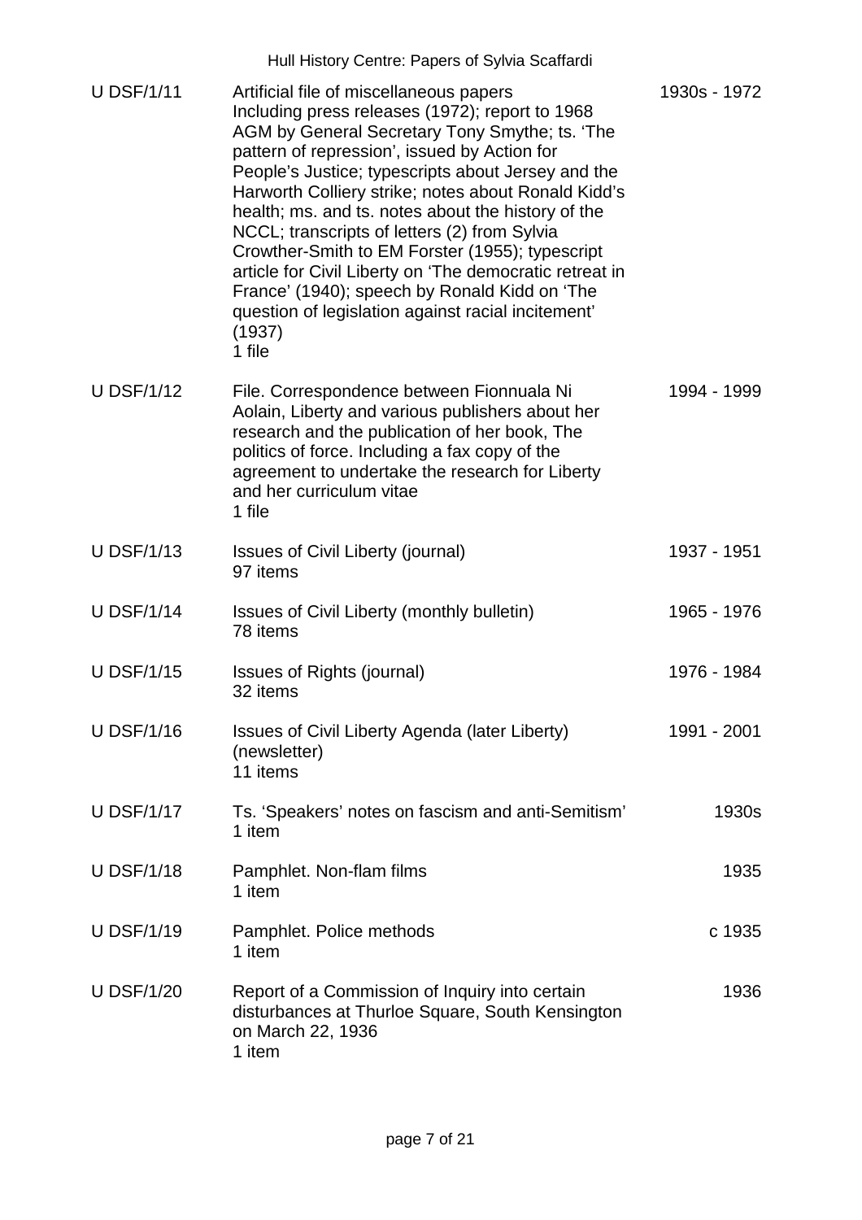| | | |
|---|---|---|
| U DSF/1/11 | Artificial file of miscellaneous papers<br>Including press releases (1972); report to 1968 AGM by General Secretary Tony Smythe; ts. 'The pattern of repression', issued by Action for People's Justice; typescripts about Jersey and the Harworth Colliery strike; notes about Ronald Kidd's health; ms. and ts. notes about the history of the NCCL; transcripts of letters (2) from Sylvia Crowther-Smith to EM Forster (1955); typescript article for Civil Liberty on 'The democratic retreat in France' (1940); speech by Ronald Kidd on 'The question of legislation against racial incitement' (1937)<br>1 file | 1930s - 1972 |
| U DSF/1/12 | File. Correspondence between Fionnuala Ni Aolain, Liberty and various publishers about her research and the publication of her book, The politics of force. Including a fax copy of the agreement to undertake the research for Liberty and her curriculum vitae<br>1 file | 1994 - 1999 |
| U DSF/1/13 | Issues of Civil Liberty (journal)<br>97 items | 1937 - 1951 |
| U DSF/1/14 | Issues of Civil Liberty (monthly bulletin)<br>78 items | 1965 - 1976 |
| U DSF/1/15 | Issues of Rights (journal)<br>32 items | 1976 - 1984 |
| U DSF/1/16 | Issues of Civil Liberty Agenda (later Liberty) (newsletter)<br>11 items | 1991 - 2001 |
| U DSF/1/17 | Ts. 'Speakers' notes on fascism and anti-Semitism'<br>1 item | 1930s |
| U DSF/1/18 | Pamphlet. Non-flam films<br>1 item | 1935 |
| U DSF/1/19 | Pamphlet. Police methods<br>1 item | c 1935 |
| U DSF/1/20 | Report of a Commission of Inquiry into certain disturbances at Thurloe Square, South Kensington on March 22, 1936<br>1 item | 1936 |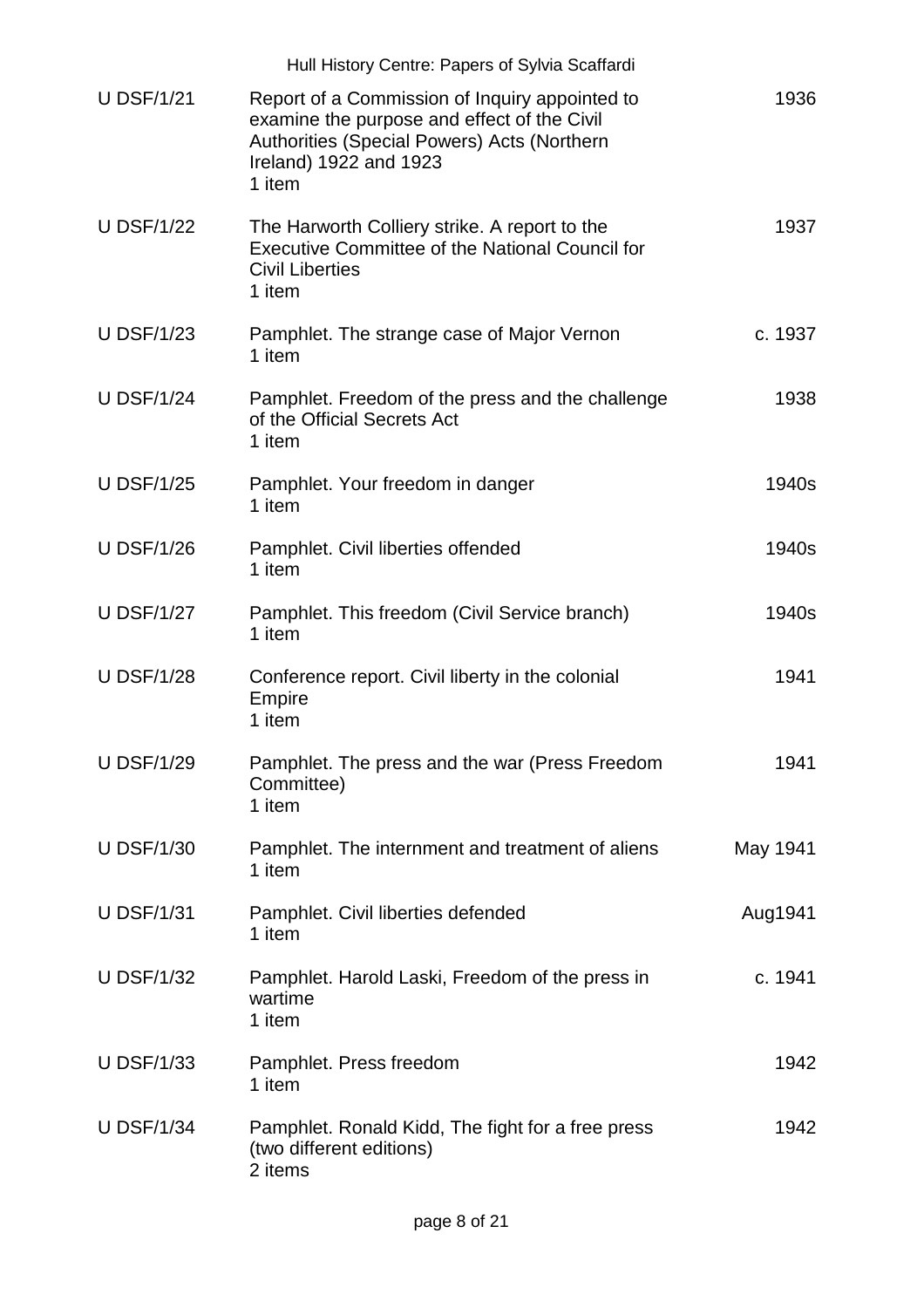| | | |
|---|---|---|
| U DSF/1/21 | Report of a Commission of Inquiry appointed to examine the purpose and effect of the Civil Authorities (Special Powers) Acts (Northern Ireland) 1922 and 1923<br>1 item | 1936 |
| U DSF/1/22 | The Harworth Colliery strike. A report to the Executive Committee of the National Council for Civil Liberties<br>1 item | 1937 |
| U DSF/1/23 | Pamphlet. The strange case of Major Vernon<br>1 item | c. 1937 |
| U DSF/1/24 | Pamphlet. Freedom of the press and the challenge of the Official Secrets Act<br>1 item | 1938 |
| U DSF/1/25 | Pamphlet. Your freedom in danger<br>1 item | 1940s |
| U DSF/1/26 | Pamphlet. Civil liberties offended<br>1 item | 1940s |
| U DSF/1/27 | Pamphlet. This freedom (Civil Service branch)<br>1 item | 1940s |
| U DSF/1/28 | Conference report. Civil liberty in the colonial Empire<br>1 item | 1941 |
| U DSF/1/29 | Pamphlet. The press and the war (Press Freedom Committee)<br>1 item | 1941 |
| U DSF/1/30 | Pamphlet. The internment and treatment of aliens<br>1 item | May 1941 |
| U DSF/1/31 | Pamphlet. Civil liberties defended<br>1 item | Aug1941 |
| U DSF/1/32 | Pamphlet. Harold Laski, Freedom of the press in wartime<br>1 item | c. 1941 |
| U DSF/1/33 | Pamphlet. Press freedom<br>1 item | 1942 |
| U DSF/1/34 | Pamphlet. Ronald Kidd, The fight for a free press (two different editions)<br>2 items | 1942 |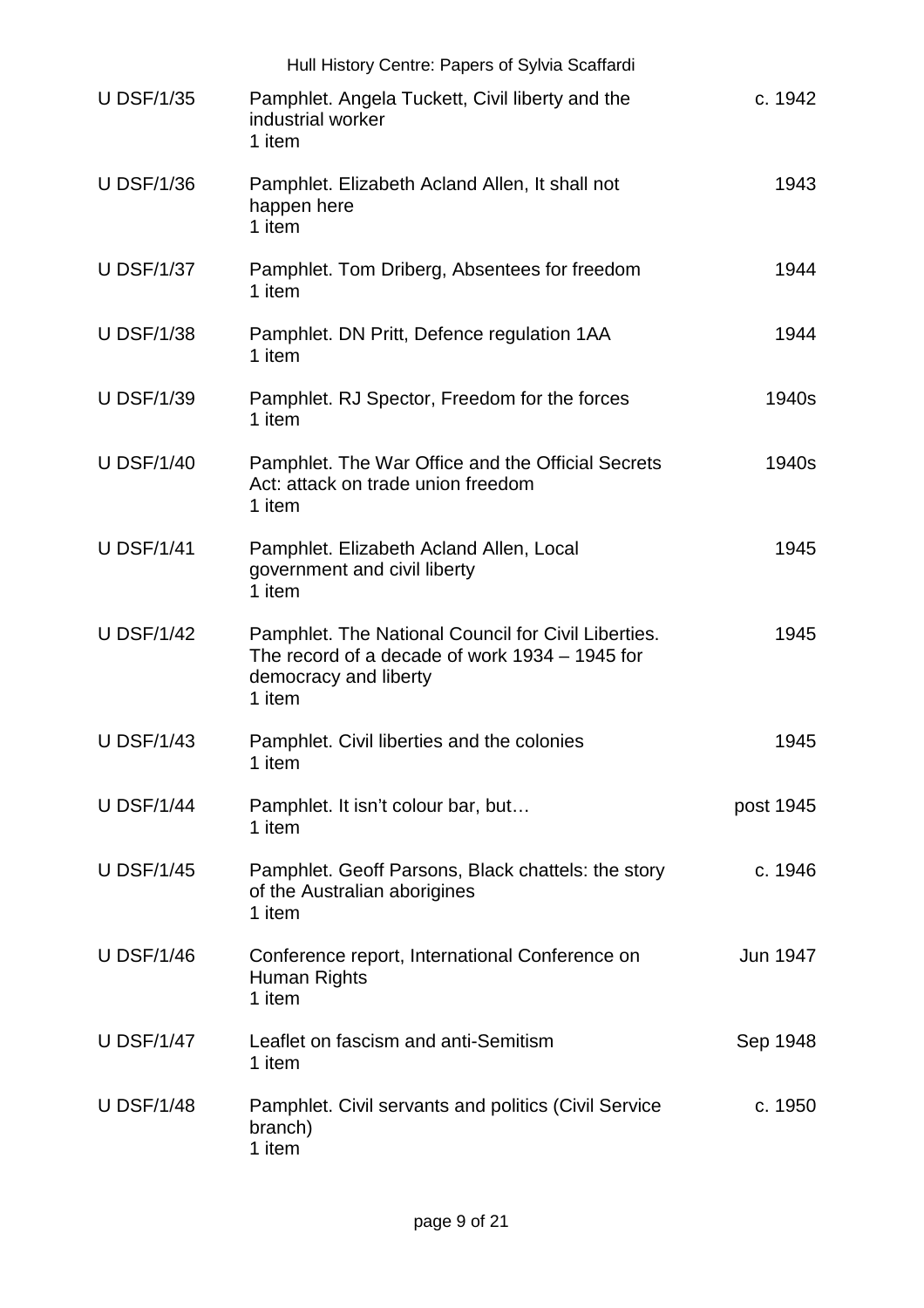| | | |
|---|---|---|
| U DSF/1/35 | Pamphlet. Angela Tuckett, Civil liberty and the industrial worker<br>1 item | c. 1942 |
| U DSF/1/36 | Pamphlet. Elizabeth Acland Allen, It shall not happen here<br>1 item | 1943 |
| U DSF/1/37 | Pamphlet. Tom Driberg, Absentees for freedom<br>1 item | 1944 |
| U DSF/1/38 | Pamphlet. DN Pritt, Defence regulation 1AA<br>1 item | 1944 |
| U DSF/1/39 | Pamphlet. RJ Spector, Freedom for the forces<br>1 item | 1940s |
| U DSF/1/40 | Pamphlet. The War Office and the Official Secrets Act: attack on trade union freedom<br>1 item | 1940s |
| U DSF/1/41 | Pamphlet. Elizabeth Acland Allen, Local government and civil liberty<br>1 item | 1945 |
| U DSF/1/42 | Pamphlet. The National Council for Civil Liberties. The record of a decade of work 1934 – 1945 for democracy and liberty<br>1 item | 1945 |
| U DSF/1/43 | Pamphlet. Civil liberties and the colonies<br>1 item | 1945 |
| U DSF/1/44 | Pamphlet. It isn't colour bar, but…<br>1 item | post 1945 |
| U DSF/1/45 | Pamphlet. Geoff Parsons, Black chattels: the story of the Australian aborigines<br>1 item | c. 1946 |
| U DSF/1/46 | Conference report, International Conference on Human Rights<br>1 item | Jun 1947 |
| U DSF/1/47 | Leaflet on fascism and anti-Semitism<br>1 item | Sep 1948 |
| U DSF/1/48 | Pamphlet. Civil servants and politics (Civil Service branch)<br>1 item | c. 1950 |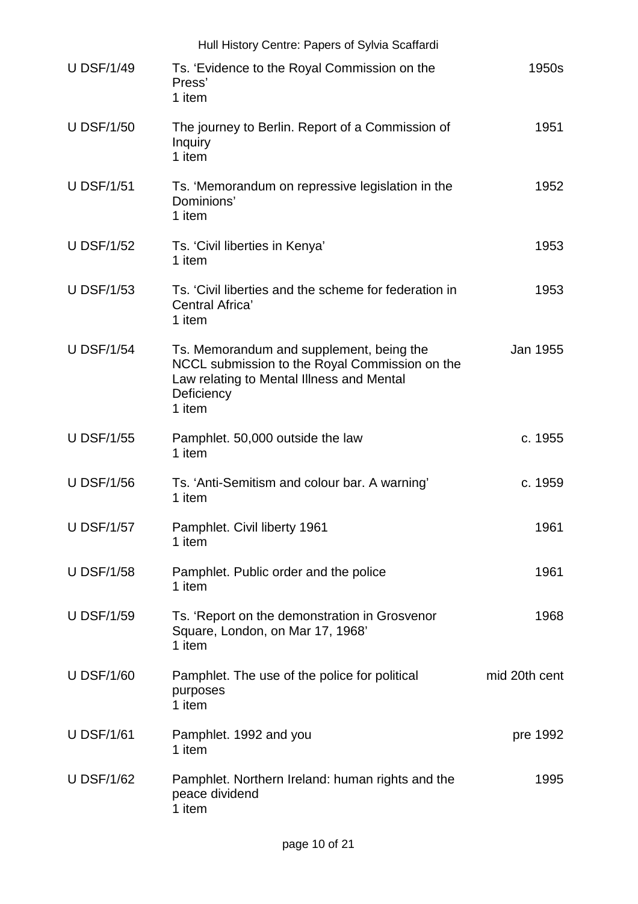| U DSF/1/49 | Ts. 'Evidence to the Royal Commission on the Press'<br>1 item | 1950s |
|---|---|---|
| U DSF/1/50 | The journey to Berlin. Report of a Commission of Inquiry<br>1 item | 1951 |
| U DSF/1/51 | Ts. 'Memorandum on repressive legislation in the Dominions'<br>1 item | 1952 |
| U DSF/1/52 | Ts. 'Civil liberties in Kenya'<br>1 item | 1953 |
| U DSF/1/53 | Ts. 'Civil liberties and the scheme for federation in Central Africa'<br>1 item | 1953 |
| U DSF/1/54 | Ts. Memorandum and supplement, being the NCCL submission to the Royal Commission on the Law relating to Mental Illness and Mental Deficiency<br>1 item | Jan 1955 |
| U DSF/1/55 | Pamphlet. 50,000 outside the law<br>1 item | c. 1955 |
| U DSF/1/56 | Ts. 'Anti-Semitism and colour bar. A warning'<br>1 item | c. 1959 |
| U DSF/1/57 | Pamphlet. Civil liberty 1961<br>1 item | 1961 |
| U DSF/1/58 | Pamphlet. Public order and the police<br>1 item | 1961 |
| U DSF/1/59 | Ts. 'Report on the demonstration in Grosvenor Square, London, on Mar 17, 1968'<br>1 item | 1968 |
| U DSF/1/60 | Pamphlet. The use of the police for political purposes<br>1 item | mid 20th cent |
| U DSF/1/61 | Pamphlet. 1992 and you<br>1 item | pre 1992 |
| U DSF/1/62 | Pamphlet. Northern Ireland: human rights and the peace dividend<br>1 item | 1995 |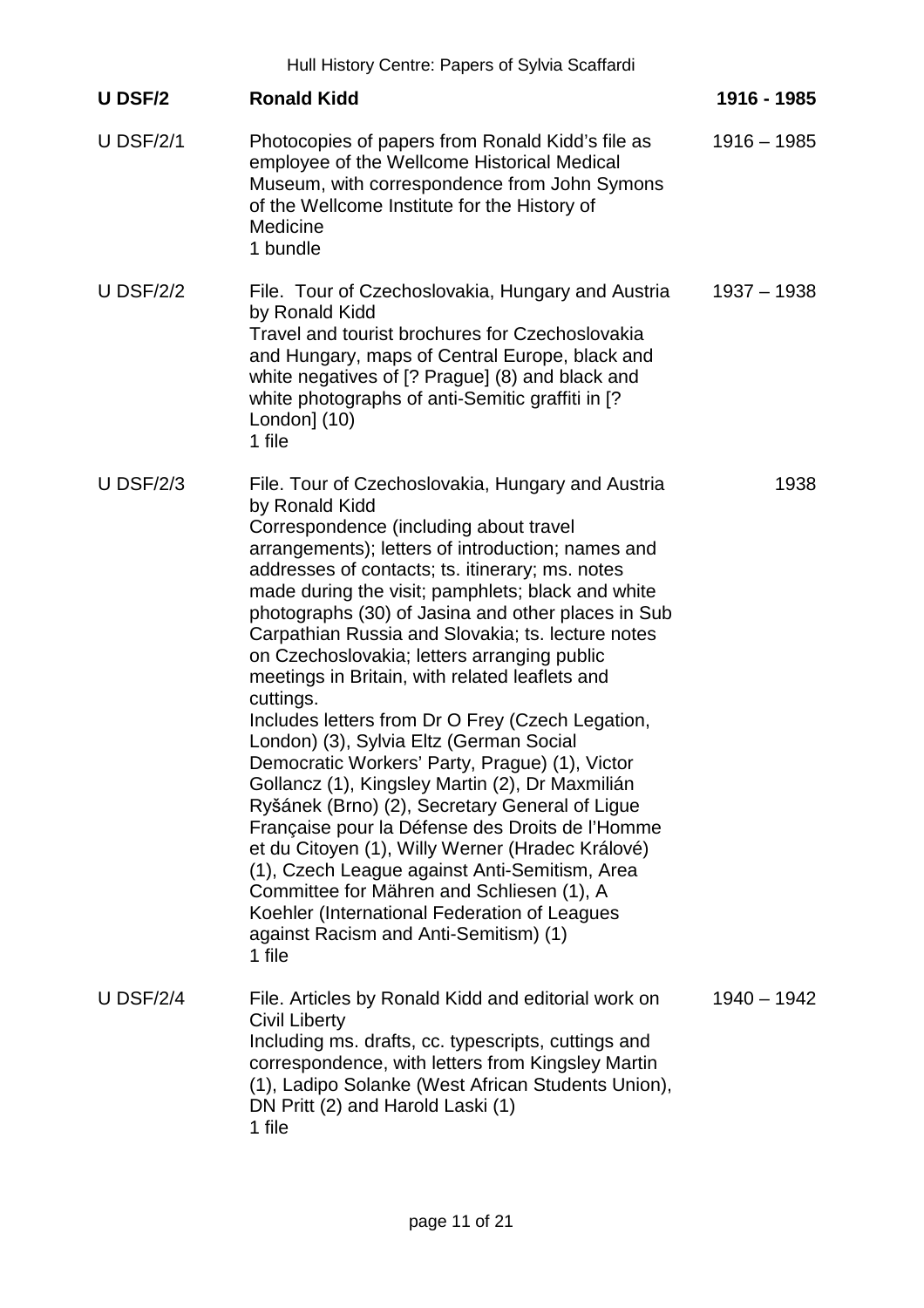| U DSF/2 | **Ronald Kidd** | **1916 - 1985** |
|---|---|---|
| U DSF/2/1 | Photocopies of papers from Ronald Kidd's file as employee of the Wellcome Historical Medical Museum, with correspondence from John Symons of the Wellcome Institute for the History of Medicine<br>1 bundle | 1916 – 1985 |
| U DSF/2/2 | File. Tour of Czechoslovakia, Hungary and Austria by Ronald Kidd<br>Travel and tourist brochures for Czechoslovakia and Hungary, maps of Central Europe, black and white negatives of [? Prague] (8) and black and white photographs of anti-Semitic graffiti in [? London] (10)<br>1 file | 1937 – 1938 |
| U DSF/2/3 | File. Tour of Czechoslovakia, Hungary and Austria by Ronald Kidd<br>Correspondence (including about travel arrangements); letters of introduction; names and addresses of contacts; ts. itinerary; ms. notes made during the visit; pamphlets; black and white photographs (30) of Jasina and other places in Sub Carpathian Russia and Slovakia; ts. lecture notes on Czechoslovakia; letters arranging public meetings in Britain, with related leaflets and cuttings.<br>Includes letters from Dr O Frey (Czech Legation, London) (3), Sylvia Eltz (German Social Democratic Workers' Party, Prague) (1), Victor Gollancz (1), Kingsley Martin (2), Dr Maxmilián Ryšánek (Brno) (2), Secretary General of Ligue Française pour la Défense des Droits de l'Homme et du Citoyen (1), Willy Werner (Hradec Králové) (1), Czech League against Anti-Semitism, Area Committee for Mähren and Schliesen (1), A Koehler (International Federation of Leagues against Racism and Anti-Semitism) (1)<br>1 file | 1938 |
| U DSF/2/4 | File. Articles by Ronald Kidd and editorial work on Civil Liberty<br>Including ms. drafts, cc. typescripts, cuttings and correspondence, with letters from Kingsley Martin (1), Ladipo Solanke (West African Students Union), DN Pritt (2) and Harold Laski (1)<br>1 file | 1940 – 1942 |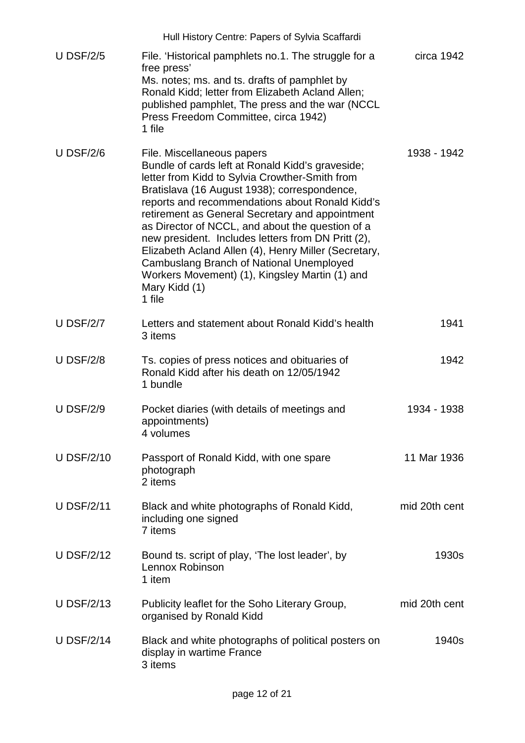| U DSF/2/5 | File. 'Historical pamphlets no.1. The struggle for a free press'<br>Ms. notes; ms. and ts. drafts of pamphlet by Ronald Kidd; letter from Elizabeth Acland Allen; published pamphlet, The press and the war (NCCL Press Freedom Committee, circa 1942)<br>1 file | circa 1942 |
|---|---|---|
| U DSF/2/6 | File. Miscellaneous papers<br>Bundle of cards left at Ronald Kidd's graveside; letter from Kidd to Sylvia Crowther-Smith from Bratislava (16 August 1938); correspondence, reports and recommendations about Ronald Kidd's retirement as General Secretary and appointment as Director of NCCL, and about the question of a new president. Includes letters from DN Pritt (2), Elizabeth Acland Allen (4), Henry Miller (Secretary, Cambuslang Branch of National Unemployed Workers Movement) (1), Kingsley Martin (1) and Mary Kidd (1)<br>1 file | 1938 - 1942 |
| U DSF/2/7 | Letters and statement about Ronald Kidd's health<br>3 items | 1941 |
| U DSF/2/8 | Ts. copies of press notices and obituaries of Ronald Kidd after his death on 12/05/1942<br>1 bundle | 1942 |
| U DSF/2/9 | Pocket diaries (with details of meetings and appointments)<br>4 volumes | 1934 - 1938 |
| U DSF/2/10 | Passport of Ronald Kidd, with one spare photograph<br>2 items | 11 Mar 1936 |
| U DSF/2/11 | Black and white photographs of Ronald Kidd, including one signed<br>7 items | mid 20th cent |
| U DSF/2/12 | Bound ts. script of play, 'The lost leader', by Lennox Robinson<br>1 item | 1930s |
| U DSF/2/13 | Publicity leaflet for the Soho Literary Group, organised by Ronald Kidd | mid 20th cent |
| U DSF/2/14 | Black and white photographs of political posters on display in wartime France<br>3 items | 1940s |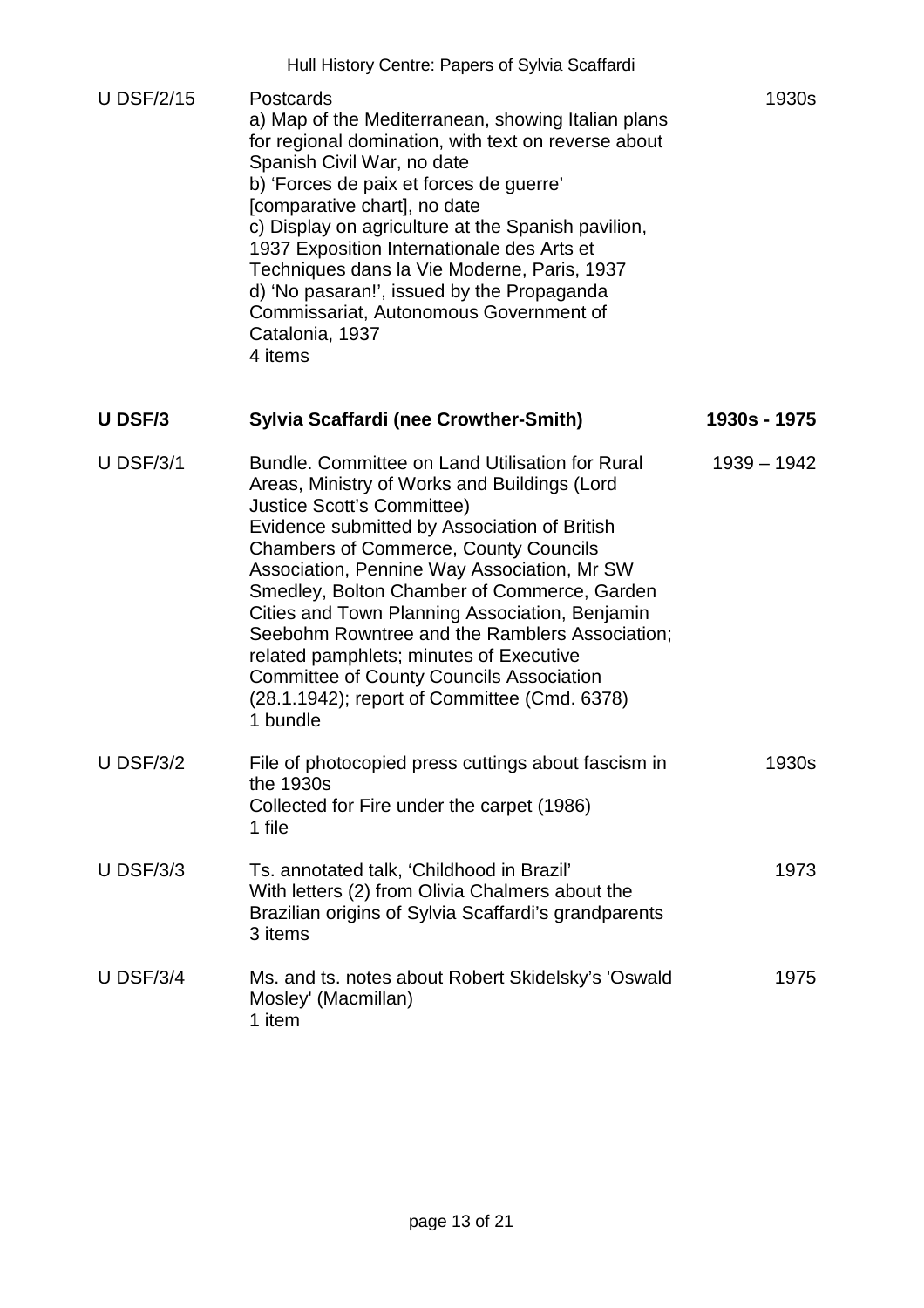| | | |
|---|---|---|
| U DSF/2/15 | Postcards<br>a) Map of the Mediterranean, showing Italian plans for regional domination, with text on reverse about Spanish Civil War, no date<br>b) 'Forces de paix et forces de guerre' [comparative chart], no date<br>c) Display on agriculture at the Spanish pavilion, 1937 Exposition Internationale des Arts et Techniques dans la Vie Moderne, Paris, 1937<br>d) 'No pasaran!', issued by the Propaganda Commissariat, Autonomous Government of Catalonia, 1937<br>4 items | 1930s |
| **U DSF/3** | **Sylvia Scaffardi (nee Crowther-Smith)** | **1930s - 1975** |
| U DSF/3/1 | Bundle. Committee on Land Utilisation for Rural Areas, Ministry of Works and Buildings (Lord Justice Scott's Committee)<br>Evidence submitted by Association of British Chambers of Commerce, County Councils Association, Pennine Way Association, Mr SW Smedley, Bolton Chamber of Commerce, Garden Cities and Town Planning Association, Benjamin Seebohm Rowntree and the Ramblers Association; related pamphlets; minutes of Executive Committee of County Councils Association (28.1.1942); report of Committee (Cmd. 6378)<br>1 bundle | 1939 – 1942 |
| U DSF/3/2 | File of photocopied press cuttings about fascism in the 1930s<br>Collected for Fire under the carpet (1986)<br>1 file | 1930s |
| U DSF/3/3 | Ts. annotated talk, 'Childhood in Brazil'<br>With letters (2) from Olivia Chalmers about the Brazilian origins of Sylvia Scaffardi's grandparents<br>3 items | 1973 |
| U DSF/3/4 | Ms. and ts. notes about Robert Skidelsky's 'Oswald Mosley' (Macmillan)<br>1 item | 1975 |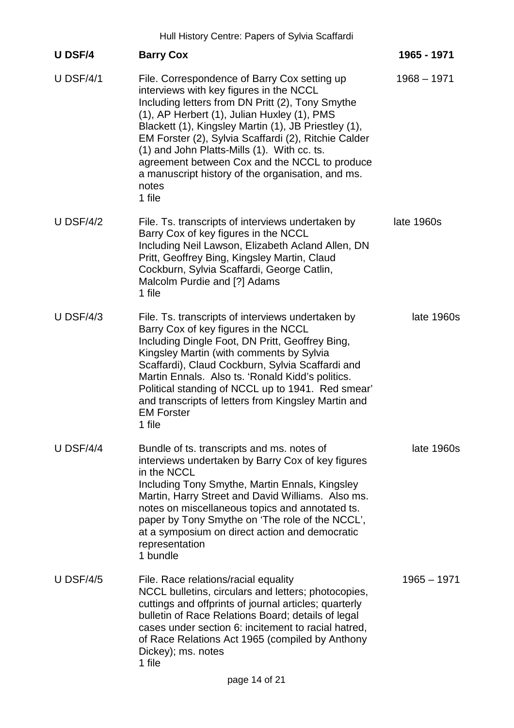| U DSF/4 | **Barry Cox** | **1965 - 1971** |
|---|---|---|
| U DSF/4/1 | File. Correspondence of Barry Cox setting up interviews with key figures in the NCCL<br>Including letters from DN Pritt (2), Tony Smythe (1), AP Herbert (1), Julian Huxley (1), PMS Blackett (1), Kingsley Martin (1), JB Priestley (1), EM Forster (2), Sylvia Scaffardi (2), Ritchie Calder (1) and John Platts-Mills (1). With cc. ts. agreement between Cox and the NCCL to produce a manuscript history of the organisation, and ms. notes<br>1 file | 1968 – 1971 |
| U DSF/4/2 | File. Ts. transcripts of interviews undertaken by Barry Cox of key figures in the NCCL<br>Including Neil Lawson, Elizabeth Acland Allen, DN Pritt, Geoffrey Bing, Kingsley Martin, Claud Cockburn, Sylvia Scaffardi, George Catlin, Malcolm Purdie and [?] Adams<br>1 file | late 1960s |
| U DSF/4/3 | File. Ts. transcripts of interviews undertaken by Barry Cox of key figures in the NCCL<br>Including Dingle Foot, DN Pritt, Geoffrey Bing, Kingsley Martin (with comments by Sylvia Scaffardi), Claud Cockburn, Sylvia Scaffardi and Martin Ennals. Also ts. 'Ronald Kidd's politics. Political standing of NCCL up to 1941. Red smear' and transcripts of letters from Kingsley Martin and EM Forster<br>1 file | late 1960s |
| U DSF/4/4 | Bundle of ts. transcripts and ms. notes of interviews undertaken by Barry Cox of key figures in the NCCL<br>Including Tony Smythe, Martin Ennals, Kingsley Martin, Harry Street and David Williams. Also ms. notes on miscellaneous topics and annotated ts. paper by Tony Smythe on 'The role of the NCCL', at a symposium on direct action and democratic representation<br>1 bundle | late 1960s |
| U DSF/4/5 | File. Race relations/racial equality<br>NCCL bulletins, circulars and letters; photocopies, cuttings and offprints of journal articles; quarterly bulletin of Race Relations Board; details of legal cases under section 6: incitement to racial hatred, of Race Relations Act 1965 (compiled by Anthony Dickey); ms. notes<br>1 file | 1965 – 1971 |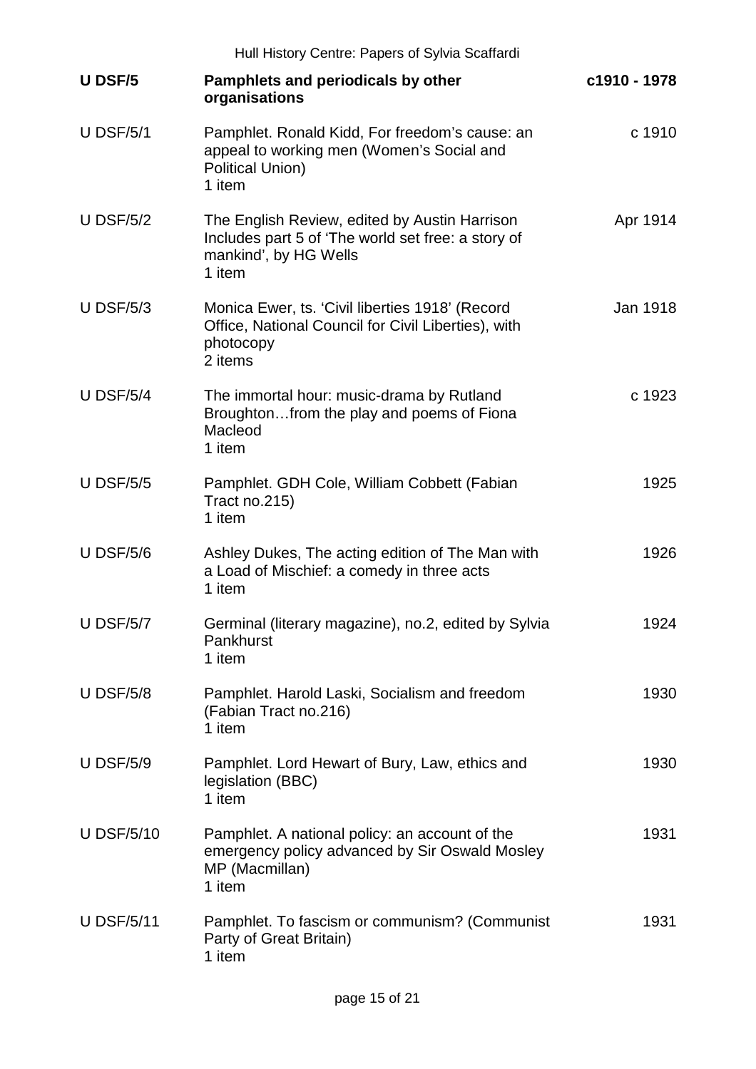| U DSF/5 | **Pamphlets and periodicals by other organisations** | **c1910 - 1978** |
|---|---|---|
| U DSF/5/1 | Pamphlet. Ronald Kidd, For freedom's cause: an appeal to working men (Women's Social and Political Union)<br>1 item | c 1910 |
| U DSF/5/2 | The English Review, edited by Austin Harrison Includes part 5 of 'The world set free: a story of mankind', by HG Wells<br>1 item | Apr 1914 |
| U DSF/5/3 | Monica Ewer, ts. 'Civil liberties 1918' (Record Office, National Council for Civil Liberties), with photocopy<br>2 items | Jan 1918 |
| U DSF/5/4 | The immortal hour: music-drama by Rutland Broughton…from the play and poems of Fiona Macleod<br>1 item | c 1923 |
| U DSF/5/5 | Pamphlet. GDH Cole, William Cobbett (Fabian Tract no.215)<br>1 item | 1925 |
| U DSF/5/6 | Ashley Dukes, The acting edition of The Man with a Load of Mischief: a comedy in three acts<br>1 item | 1926 |
| U DSF/5/7 | Germinal (literary magazine), no.2, edited by Sylvia Pankhurst<br>1 item | 1924 |
| U DSF/5/8 | Pamphlet. Harold Laski, Socialism and freedom (Fabian Tract no.216)<br>1 item | 1930 |
| U DSF/5/9 | Pamphlet. Lord Hewart of Bury, Law, ethics and legislation (BBC)<br>1 item | 1930 |
| U DSF/5/10 | Pamphlet. A national policy: an account of the emergency policy advanced by Sir Oswald Mosley MP (Macmillan)<br>1 item | 1931 |
| U DSF/5/11 | Pamphlet. To fascism or communism? (Communist Party of Great Britain)<br>1 item | 1931 |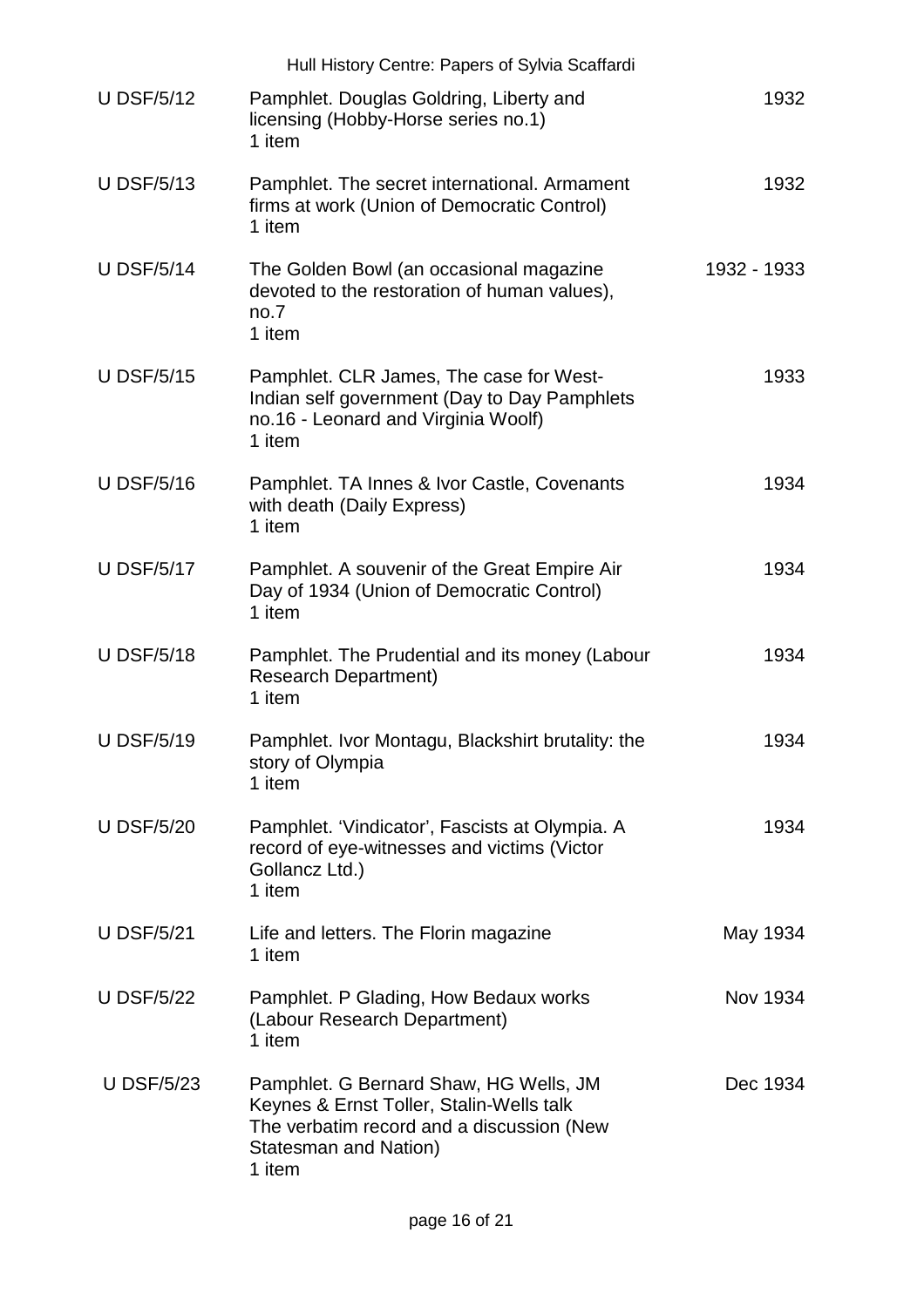| Reference | Description | Date |
|---|---|---|
| U DSF/5/12 | Pamphlet. Douglas Goldring, Liberty and licensing (Hobby-Horse series no.1)<br>1 item | 1932 |
| U DSF/5/13 | Pamphlet. The secret international. Armament firms at work (Union of Democratic Control)<br>1 item | 1932 |
| U DSF/5/14 | The Golden Bowl (an occasional magazine devoted to the restoration of human values), no.7<br>1 item | 1932 - 1933 |
| U DSF/5/15 | Pamphlet. CLR James, The case for West-Indian self government (Day to Day Pamphlets no.16 - Leonard and Virginia Woolf)<br>1 item | 1933 |
| U DSF/5/16 | Pamphlet. TA Innes & Ivor Castle, Covenants with death (Daily Express)<br>1 item | 1934 |
| U DSF/5/17 | Pamphlet. A souvenir of the Great Empire Air Day of 1934 (Union of Democratic Control)<br>1 item | 1934 |
| U DSF/5/18 | Pamphlet. The Prudential and its money (Labour Research Department)<br>1 item | 1934 |
| U DSF/5/19 | Pamphlet. Ivor Montagu, Blackshirt brutality: the story of Olympia<br>1 item | 1934 |
| U DSF/5/20 | Pamphlet. 'Vindicator', Fascists at Olympia. A record of eye-witnesses and victims (Victor Gollancz Ltd.)<br>1 item | 1934 |
| U DSF/5/21 | Life and letters. The Florin magazine<br>1 item | May 1934 |
| U DSF/5/22 | Pamphlet. P Glading, How Bedaux works (Labour Research Department)<br>1 item | Nov 1934 |
| U DSF/5/23 | Pamphlet. G Bernard Shaw, HG Wells, JM Keynes & Ernst Toller, Stalin-Wells talk The verbatim record and a discussion (New Statesman and Nation)<br>1 item | Dec 1934 |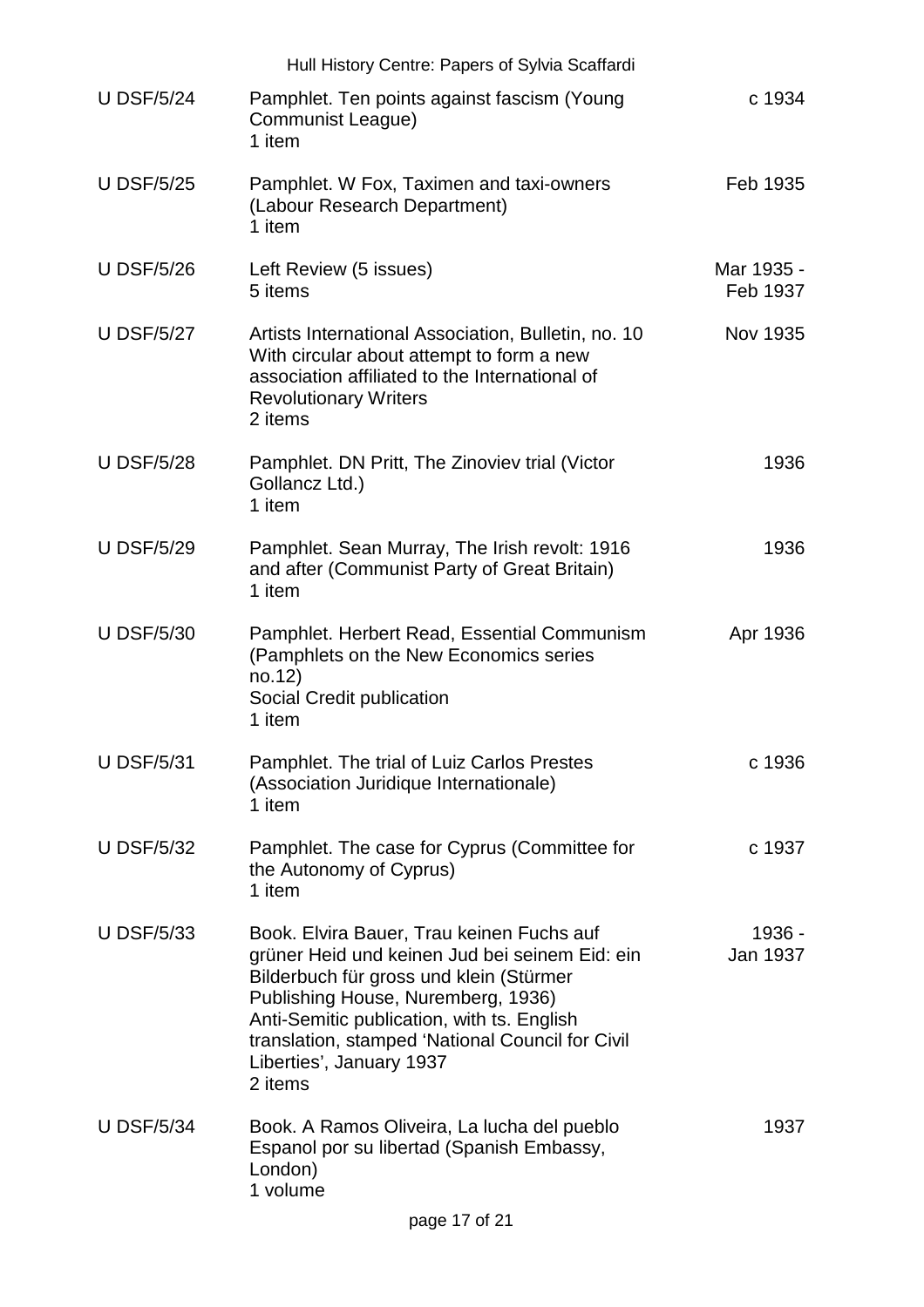| Ref | Description | Date |
|---|---|---|
| U DSF/5/24 | Pamphlet. Ten points against fascism (Young Communist League)<br>1 item | c 1934 |
| U DSF/5/25 | Pamphlet. W Fox, Taximen and taxi-owners (Labour Research Department)<br>1 item | Feb 1935 |
| U DSF/5/26 | Left Review (5 issues)<br>5 items | Mar 1935 - Feb 1937 |
| U DSF/5/27 | Artists International Association, Bulletin, no. 10<br>With circular about attempt to form a new association affiliated to the International of Revolutionary Writers<br>2 items | Nov 1935 |
| U DSF/5/28 | Pamphlet. DN Pritt, The Zinoviev trial (Victor Gollancz Ltd.)<br>1 item | 1936 |
| U DSF/5/29 | Pamphlet. Sean Murray, The Irish revolt: 1916 and after (Communist Party of Great Britain)<br>1 item | 1936 |
| U DSF/5/30 | Pamphlet. Herbert Read, Essential Communism (Pamphlets on the New Economics series no.12)<br>Social Credit publication<br>1 item | Apr 1936 |
| U DSF/5/31 | Pamphlet. The trial of Luiz Carlos Prestes (Association Juridique Internationale)<br>1 item | c 1936 |
| U DSF/5/32 | Pamphlet. The case for Cyprus (Committee for the Autonomy of Cyprus)<br>1 item | c 1937 |
| U DSF/5/33 | Book. Elvira Bauer, Trau keinen Fuchs auf grüner Heid und keinen Jud bei seinem Eid: ein Bilderbuch für gross und klein (Stürmer Publishing House, Nuremberg, 1936)<br>Anti-Semitic publication, with ts. English translation, stamped 'National Council for Civil Liberties', January 1937<br>2 items | 1936 - Jan 1937 |
| U DSF/5/34 | Book. A Ramos Oliveira, La lucha del pueblo Espanol por su libertad (Spanish Embassy, London)<br>1 volume | 1937 |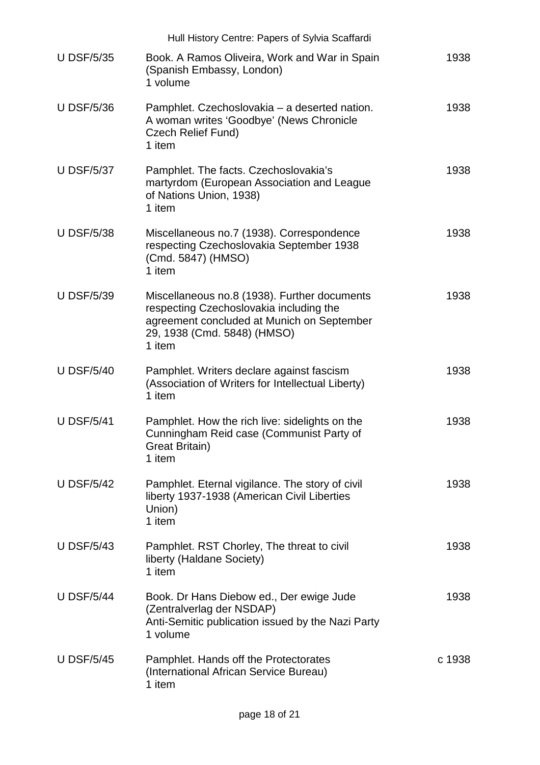| | | |
|---|---|---|
| U DSF/5/35 | Book. A Ramos Oliveira, Work and War in Spain (Spanish Embassy, London)<br>1 volume | 1938 |
| U DSF/5/36 | Pamphlet. Czechoslovakia – a deserted nation. A woman writes 'Goodbye' (News Chronicle Czech Relief Fund)<br>1 item | 1938 |
| U DSF/5/37 | Pamphlet. The facts. Czechoslovakia's martyrdom (European Association and League of Nations Union, 1938)<br>1 item | 1938 |
| U DSF/5/38 | Miscellaneous no.7 (1938). Correspondence respecting Czechoslovakia September 1938 (Cmd. 5847) (HMSO)<br>1 item | 1938 |
| U DSF/5/39 | Miscellaneous no.8 (1938). Further documents respecting Czechoslovakia including the agreement concluded at Munich on September 29, 1938 (Cmd. 5848) (HMSO)<br>1 item | 1938 |
| U DSF/5/40 | Pamphlet. Writers declare against fascism (Association of Writers for Intellectual Liberty)<br>1 item | 1938 |
| U DSF/5/41 | Pamphlet. How the rich live: sidelights on the Cunningham Reid case (Communist Party of Great Britain)<br>1 item | 1938 |
| U DSF/5/42 | Pamphlet. Eternal vigilance. The story of civil liberty 1937-1938 (American Civil Liberties Union)<br>1 item | 1938 |
| U DSF/5/43 | Pamphlet. RST Chorley, The threat to civil liberty (Haldane Society)<br>1 item | 1938 |
| U DSF/5/44 | Book. Dr Hans Diebow ed., Der ewige Jude (Zentralverlag der NSDAP)<br>Anti-Semitic publication issued by the Nazi Party<br>1 volume | 1938 |
| U DSF/5/45 | Pamphlet. Hands off the Protectorates (International African Service Bureau)<br>1 item | c 1938 |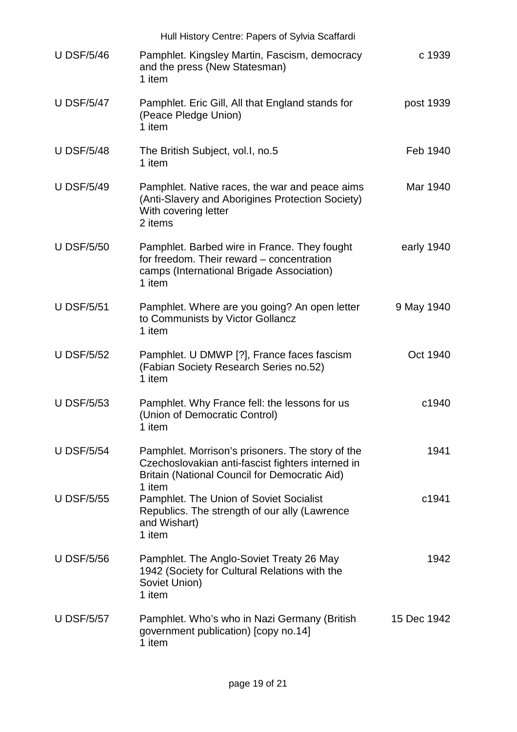| | | |
|---|---|---|
| U DSF/5/46 | Pamphlet. Kingsley Martin, Fascism, democracy and the press (New Statesman)<br>1 item | c 1939 |
| U DSF/5/47 | Pamphlet. Eric Gill, All that England stands for (Peace Pledge Union)<br>1 item | post 1939 |
| U DSF/5/48 | The British Subject, vol.I, no.5<br>1 item | Feb 1940 |
| U DSF/5/49 | Pamphlet. Native races, the war and peace aims (Anti-Slavery and Aborigines Protection Society) With covering letter<br>2 items | Mar 1940 |
| U DSF/5/50 | Pamphlet. Barbed wire in France. They fought for freedom. Their reward – concentration camps (International Brigade Association)<br>1 item | early 1940 |
| U DSF/5/51 | Pamphlet. Where are you going? An open letter to Communists by Victor Gollancz<br>1 item | 9 May 1940 |
| U DSF/5/52 | Pamphlet. U DMWP [?], France faces fascism (Fabian Society Research Series no.52)<br>1 item | Oct 1940 |
| U DSF/5/53 | Pamphlet. Why France fell: the lessons for us (Union of Democratic Control)<br>1 item | c1940 |
| U DSF/5/54 | Pamphlet. Morrison's prisoners. The story of the Czechoslovakian anti-fascist fighters interned in Britain (National Council for Democratic Aid)<br>1 item | 1941 |
| U DSF/5/55 | Pamphlet. The Union of Soviet Socialist Republics. The strength of our ally (Lawrence and Wishart)<br>1 item | c1941 |
| U DSF/5/56 | Pamphlet. The Anglo-Soviet Treaty 26 May 1942 (Society for Cultural Relations with the Soviet Union)<br>1 item | 1942 |
| U DSF/5/57 | Pamphlet. Who's who in Nazi Germany (British government publication) [copy no.14]<br>1 item | 15 Dec 1942 |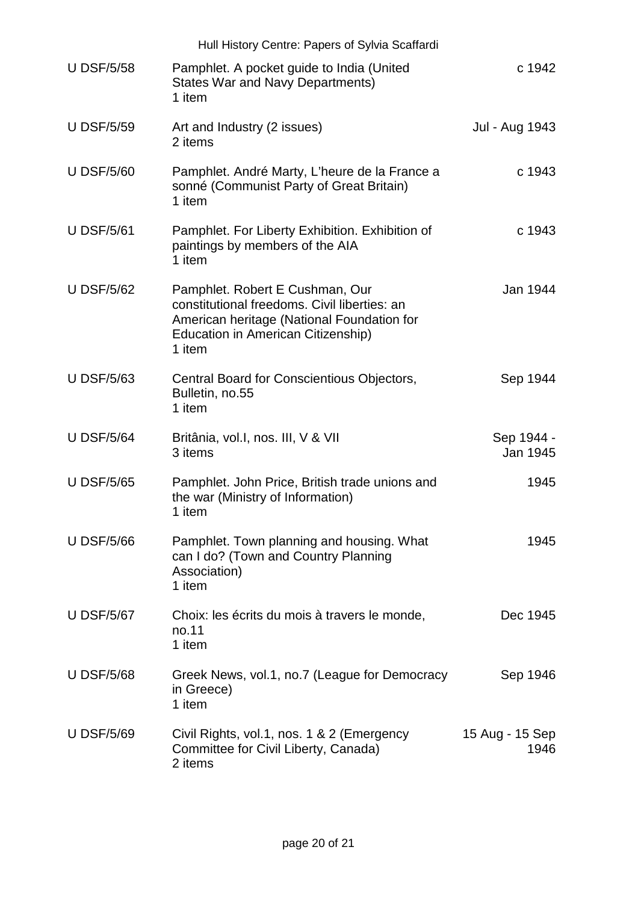| | | |
|---|---|---|
| U DSF/5/58 | Pamphlet. A pocket guide to India (United States War and Navy Departments)<br>1 item | c 1942 |
| U DSF/5/59 | Art and Industry (2 issues)<br>2 items | Jul - Aug 1943 |
| U DSF/5/60 | Pamphlet. André Marty, L'heure de la France a sonné (Communist Party of Great Britain)<br>1 item | c 1943 |
| U DSF/5/61 | Pamphlet. For Liberty Exhibition. Exhibition of paintings by members of the AIA<br>1 item | c 1943 |
| U DSF/5/62 | Pamphlet. Robert E Cushman, Our constitutional freedoms. Civil liberties: an American heritage (National Foundation for Education in American Citizenship)<br>1 item | Jan 1944 |
| U DSF/5/63 | Central Board for Conscientious Objectors, Bulletin, no.55<br>1 item | Sep 1944 |
| U DSF/5/64 | Britânia, vol.I, nos. III, V & VII<br>3 items | Sep 1944 - Jan 1945 |
| U DSF/5/65 | Pamphlet. John Price, British trade unions and the war (Ministry of Information)<br>1 item | 1945 |
| U DSF/5/66 | Pamphlet. Town planning and housing. What can I do? (Town and Country Planning Association)<br>1 item | 1945 |
| U DSF/5/67 | Choix: les écrits du mois à travers le monde, no.11<br>1 item | Dec 1945 |
| U DSF/5/68 | Greek News, vol.1, no.7 (League for Democracy in Greece)<br>1 item | Sep 1946 |
| U DSF/5/69 | Civil Rights, vol.1, nos. 1 & 2 (Emergency Committee for Civil Liberty, Canada)<br>2 items | 15 Aug - 15 Sep 1946 |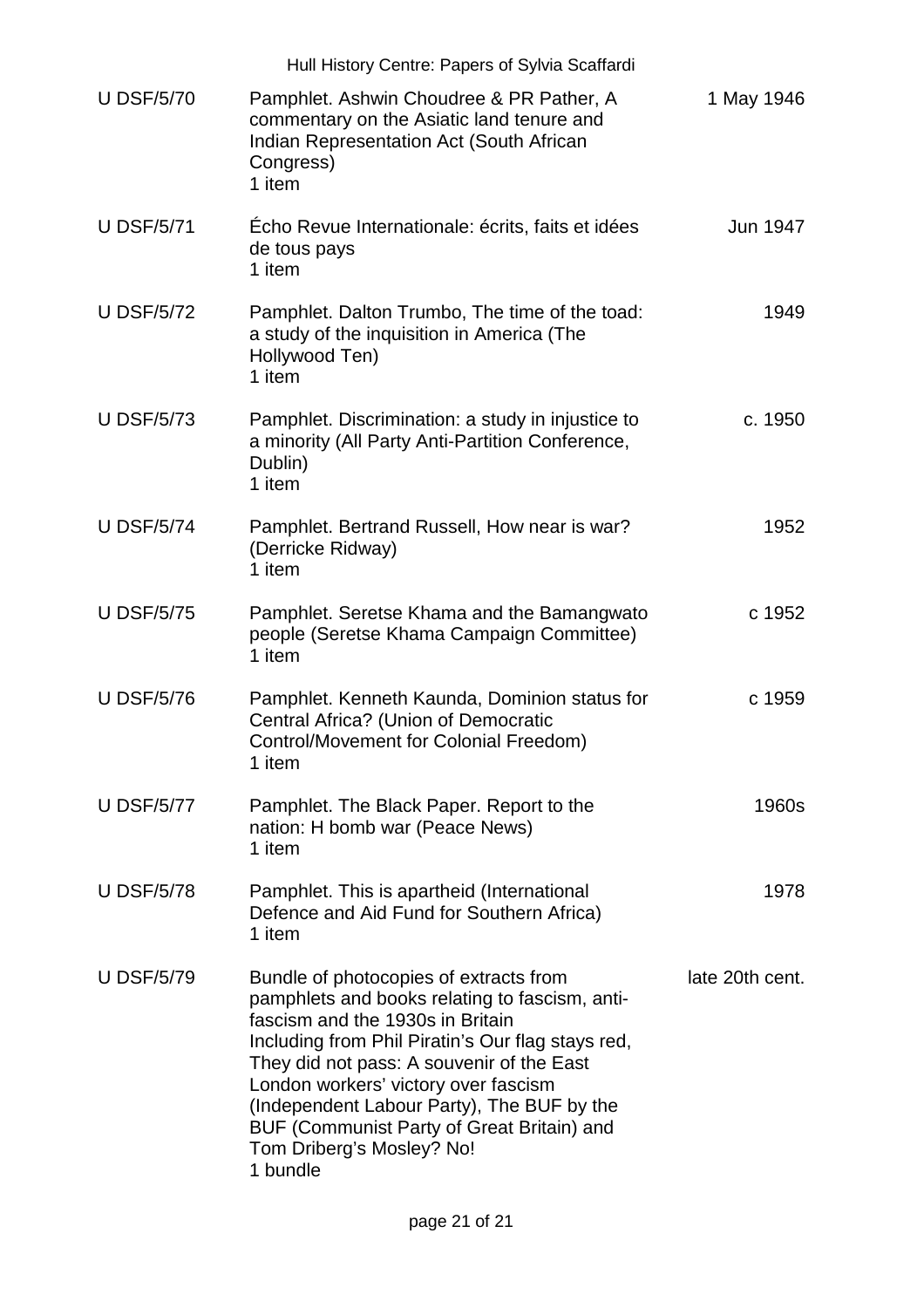| | | |
|---|---|---|
| U DSF/5/70 | Pamphlet. Ashwin Choudree & PR Pather, A commentary on the Asiatic land tenure and Indian Representation Act (South African Congress)<br>1 item | 1 May 1946 |
| U DSF/5/71 | Écho Revue Internationale: écrits, faits et idées de tous pays<br>1 item | Jun 1947 |
| U DSF/5/72 | Pamphlet. Dalton Trumbo, The time of the toad: a study of the inquisition in America (The Hollywood Ten)<br>1 item | 1949 |
| U DSF/5/73 | Pamphlet. Discrimination: a study in injustice to a minority (All Party Anti-Partition Conference, Dublin)<br>1 item | c. 1950 |
| U DSF/5/74 | Pamphlet. Bertrand Russell, How near is war? (Derricke Ridway)<br>1 item | 1952 |
| U DSF/5/75 | Pamphlet. Seretse Khama and the Bamangwato people (Seretse Khama Campaign Committee)<br>1 item | c 1952 |
| U DSF/5/76 | Pamphlet. Kenneth Kaunda, Dominion status for Central Africa? (Union of Democratic Control/Movement for Colonial Freedom)<br>1 item | c 1959 |
| U DSF/5/77 | Pamphlet. The Black Paper. Report to the nation: H bomb war (Peace News)<br>1 item | 1960s |
| U DSF/5/78 | Pamphlet. This is apartheid (International Defence and Aid Fund for Southern Africa)<br>1 item | 1978 |
| U DSF/5/79 | Bundle of photocopies of extracts from pamphlets and books relating to fascism, anti-fascism and the 1930s in Britain<br>Including from Phil Piratin's Our flag stays red, They did not pass: A souvenir of the East London workers' victory over fascism (Independent Labour Party), The BUF by the BUF (Communist Party of Great Britain) and Tom Driberg's Mosley? No!<br>1 bundle | late 20th cent. |